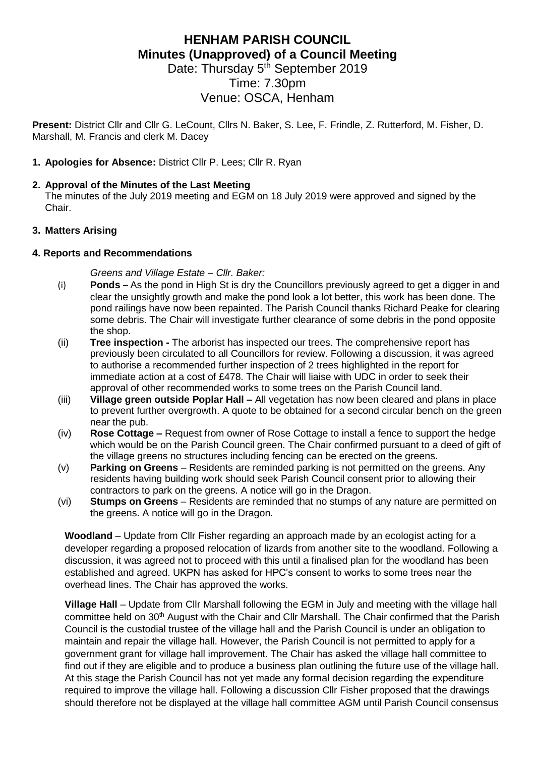# HENHAM PARISH COUNCIL
## Minutes (Unapproved) of a Council Meeting

Date: Thursday 5th September 2019
Time: 7.30pm
Venue: OSCA, Henham

**Present:** District Cllr and Cllr G. LeCount, Cllrs N. Baker, S. Lee, F. Frindle, Z. Rutterford, M. Fisher, D. Marshall, M. Francis and clerk M. Dacey

1. **Apologies for Absence:** District Cllr P. Lees; Cllr R. Ryan

2. **Approval of the Minutes of the Last Meeting**
   The minutes of the July 2019 meeting and EGM on 18 July 2019 were approved and signed by the Chair.

3. **Matters Arising**

**4. Reports and Recommendations**

*Greens and Village Estate – Cllr. Baker:*

(i) **Ponds** – As the pond in High St is dry the Councillors previously agreed to get a digger in and clear the unsightly growth and make the pond look a lot better, this work has been done. The pond railings have now been repainted. The Parish Council thanks Richard Peake for clearing some debris. The Chair will investigate further clearance of some debris in the pond opposite the shop.

(ii) **Tree inspection -** The arborist has inspected our trees. The comprehensive report has previously been circulated to all Councillors for review. Following a discussion, it was agreed to authorise a recommended further inspection of 2 trees highlighted in the report for immediate action at a cost of £478. The Chair will liaise with UDC in order to seek their approval of other recommended works to some trees on the Parish Council land.

(iii) **Village green outside Poplar Hall –** All vegetation has now been cleared and plans in place to prevent further overgrowth. A quote to be obtained for a second circular bench on the green near the pub.

(iv) **Rose Cottage –** Request from owner of Rose Cottage to install a fence to support the hedge which would be on the Parish Council green. The Chair confirmed pursuant to a deed of gift of the village greens no structures including fencing can be erected on the greens.

(v) **Parking on Greens** – Residents are reminded parking is not permitted on the greens. Any residents having building work should seek Parish Council consent prior to allowing their contractors to park on the greens. A notice will go in the Dragon.

(vi) **Stumps on Greens** – Residents are reminded that no stumps of any nature are permitted on the greens. A notice will go in the Dragon.

**Woodland** – Update from Cllr Fisher regarding an approach made by an ecologist acting for a developer regarding a proposed relocation of lizards from another site to the woodland. Following a discussion, it was agreed not to proceed with this until a finalised plan for the woodland has been established and agreed. UKPN has asked for HPC's consent to works to some trees near the overhead lines. The Chair has approved the works.

**Village Hall** – Update from Cllr Marshall following the EGM in July and meeting with the village hall committee held on 30th August with the Chair and Cllr Marshall. The Chair confirmed that the Parish Council is the custodial trustee of the village hall and the Parish Council is under an obligation to maintain and repair the village hall. However, the Parish Council is not permitted to apply for a government grant for village hall improvement. The Chair has asked the village hall committee to find out if they are eligible and to produce a business plan outlining the future use of the village hall. At this stage the Parish Council has not yet made any formal decision regarding the expenditure required to improve the village hall. Following a discussion Cllr Fisher proposed that the drawings should therefore not be displayed at the village hall committee AGM until Parish Council consensus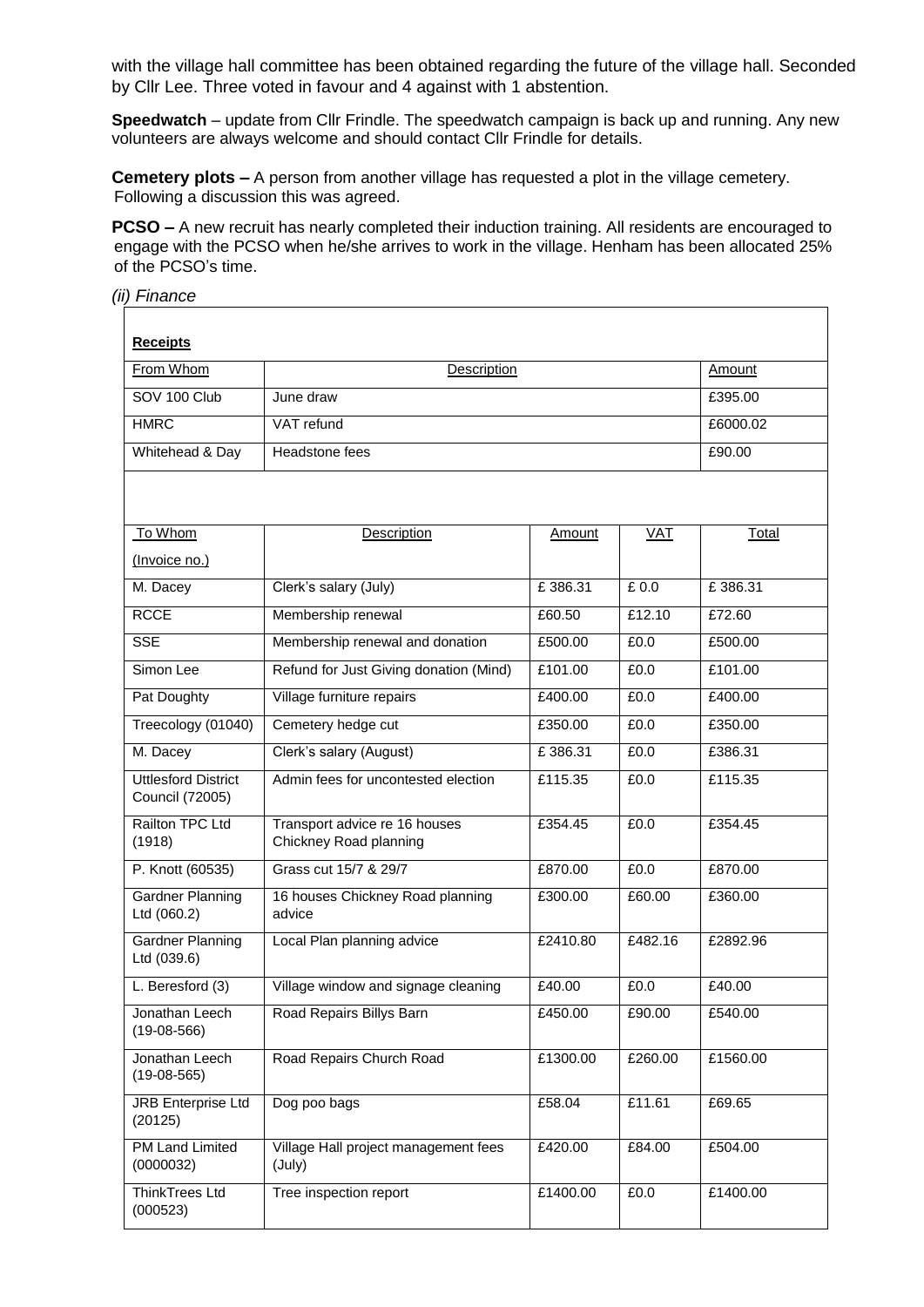with the village hall committee has been obtained regarding the future of the village hall. Seconded by Cllr Lee. Three voted in favour and 4 against with 1 abstention.

**Speedwatch** – update from Cllr Frindle. The speedwatch campaign is back up and running. Any new volunteers are always welcome and should contact Cllr Frindle for details.

**Cemetery plots –** A person from another village has requested a plot in the village cemetery. Following a discussion this was agreed.

**PCSO –** A new recruit has nearly completed their induction training. All residents are encouraged to engage with the PCSO when he/she arrives to work in the village. Henham has been allocated 25% of the PCSO's time.

*(ii) Finance*

**Receipts**

| From Whom | Description | Amount |
|---|---|---|
| SOV 100 Club | June draw | £395.00 |
| HMRC | VAT refund | £6000.02 |
| Whitehead & Day | Headstone fees | £90.00 |

| To Whom (Invoice no.) | Description | Amount | VAT | Total |
|---|---|---|---|---|
| M. Dacey | Clerk's salary (July) | £ 386.31 | £ 0.0 | £ 386.31 |
| RCCE | Membership renewal | £60.50 | £12.10 | £72.60 |
| SSE | Membership renewal and donation | £500.00 | £0.0 | £500.00 |
| Simon Lee | Refund for Just Giving donation (Mind) | £101.00 | £0.0 | £101.00 |
| Pat Doughty | Village furniture repairs | £400.00 | £0.0 | £400.00 |
| Treecology (01040) | Cemetery hedge cut | £350.00 | £0.0 | £350.00 |
| M. Dacey | Clerk's salary (August) | £ 386.31 | £0.0 | £386.31 |
| Uttlesford District Council (72005) | Admin fees for uncontested election | £115.35 | £0.0 | £115.35 |
| Railton TPC Ltd (1918) | Transport advice re 16 houses Chickney Road planning | £354.45 | £0.0 | £354.45 |
| P. Knott (60535) | Grass cut 15/7 & 29/7 | £870.00 | £0.0 | £870.00 |
| Gardner Planning Ltd (060.2) | 16 houses Chickney Road planning advice | £300.00 | £60.00 | £360.00 |
| Gardner Planning Ltd (039.6) | Local Plan planning advice | £2410.80 | £482.16 | £2892.96 |
| L. Beresford (3) | Village window and signage cleaning | £40.00 | £0.0 | £40.00 |
| Jonathan Leech (19-08-566) | Road Repairs Billys Barn | £450.00 | £90.00 | £540.00 |
| Jonathan Leech (19-08-565) | Road Repairs Church Road | £1300.00 | £260.00 | £1560.00 |
| JRB Enterprise Ltd (20125) | Dog poo bags | £58.04 | £11.61 | £69.65 |
| PM Land Limited (0000032) | Village Hall project management fees (July) | £420.00 | £84.00 | £504.00 |
| ThinkTrees Ltd (000523) | Tree inspection report | £1400.00 | £0.0 | £1400.00 |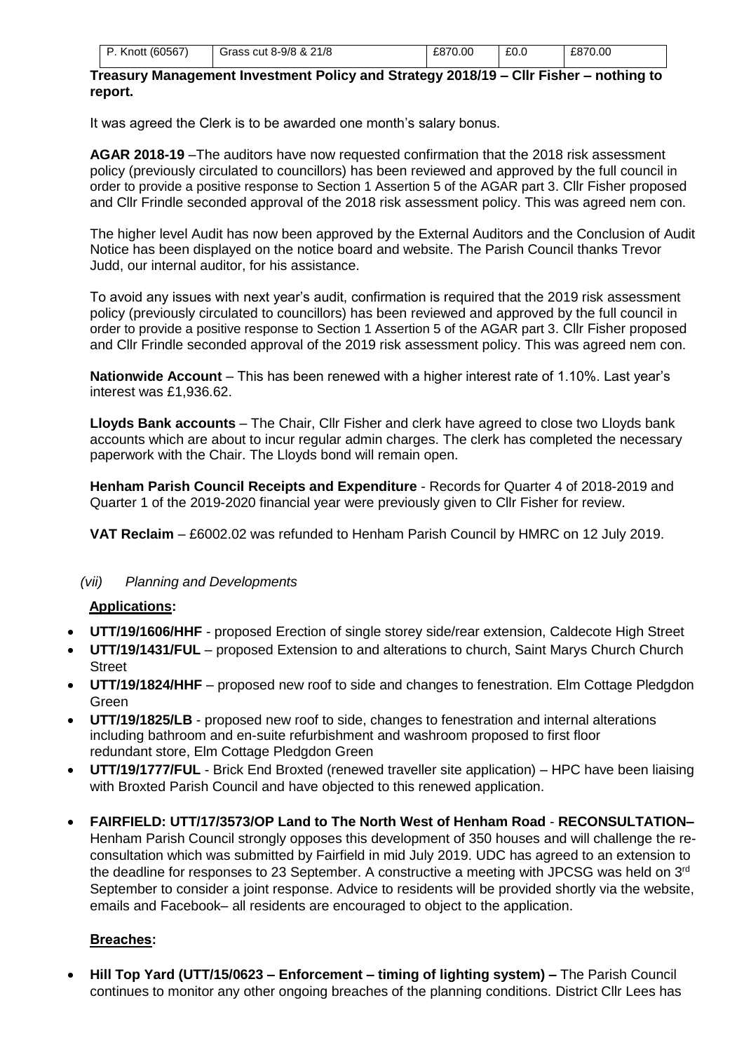| P. Knott (60567) | Grass cut 8-9/8 & 21/8 | £870.00 | £0.0 | £870.00 |
|---|---|---|---|---|

**Treasury Management Investment Policy and Strategy 2018/19 – Cllr Fisher – nothing to report.**

It was agreed the Clerk is to be awarded one month's salary bonus.

**AGAR 2018-19** –The auditors have now requested confirmation that the 2018 risk assessment policy (previously circulated to councillors) has been reviewed and approved by the full council in order to provide a positive response to Section 1 Assertion 5 of the AGAR part 3. Cllr Fisher proposed and Cllr Frindle seconded approval of the 2018 risk assessment policy. This was agreed nem con.

The higher level Audit has now been approved by the External Auditors and the Conclusion of Audit Notice has been displayed on the notice board and website. The Parish Council thanks Trevor Judd, our internal auditor, for his assistance.

To avoid any issues with next year's audit, confirmation is required that the 2019 risk assessment policy (previously circulated to councillors) has been reviewed and approved by the full council in order to provide a positive response to Section 1 Assertion 5 of the AGAR part 3. Cllr Fisher proposed and Cllr Frindle seconded approval of the 2019 risk assessment policy. This was agreed nem con.

**Nationwide Account** – This has been renewed with a higher interest rate of 1.10%. Last year's interest was £1,936.62.

**Lloyds Bank accounts** – The Chair, Cllr Fisher and clerk have agreed to close two Lloyds bank accounts which are about to incur regular admin charges. The clerk has completed the necessary paperwork with the Chair. The Lloyds bond will remain open.

**Henham Parish Council Receipts and Expenditure** - Records for Quarter 4 of 2018-2019 and Quarter 1 of the 2019-2020 financial year were previously given to Cllr Fisher for review.

**VAT Reclaim** – £6002.02 was refunded to Henham Parish Council by HMRC on 12 July 2019.

*(vii) Planning and Developments*

**Applications:**

- **UTT/19/1606/HHF** - proposed Erection of single storey side/rear extension, Caldecote High Street
- **UTT/19/1431/FUL** – proposed Extension to and alterations to church, Saint Marys Church Church Street
- **UTT/19/1824/HHF** – proposed new roof to side and changes to fenestration. Elm Cottage Pledgdon Green
- **UTT/19/1825/LB** - proposed new roof to side, changes to fenestration and internal alterations including bathroom and en-suite refurbishment and washroom proposed to first floor redundant store, Elm Cottage Pledgdon Green
- **UTT/19/1777/FUL** - Brick End Broxted (renewed traveller site application) – HPC have been liaising with Broxted Parish Council and have objected to this renewed application.

- **FAIRFIELD: UTT/17/3573/OP Land to The North West of Henham Road** - **RECONSULTATION–** Henham Parish Council strongly opposes this development of 350 houses and will challenge the re-consultation which was submitted by Fairfield in mid July 2019. UDC has agreed to an extension to the deadline for responses to 23 September. A constructive a meeting with JPCSG was held on 3rd September to consider a joint response. Advice to residents will be provided shortly via the website, emails and Facebook– all residents are encouraged to object to the application.

**Breaches:**

- **Hill Top Yard (UTT/15/0623 – Enforcement – timing of lighting system) –** The Parish Council continues to monitor any other ongoing breaches of the planning conditions. District Cllr Lees has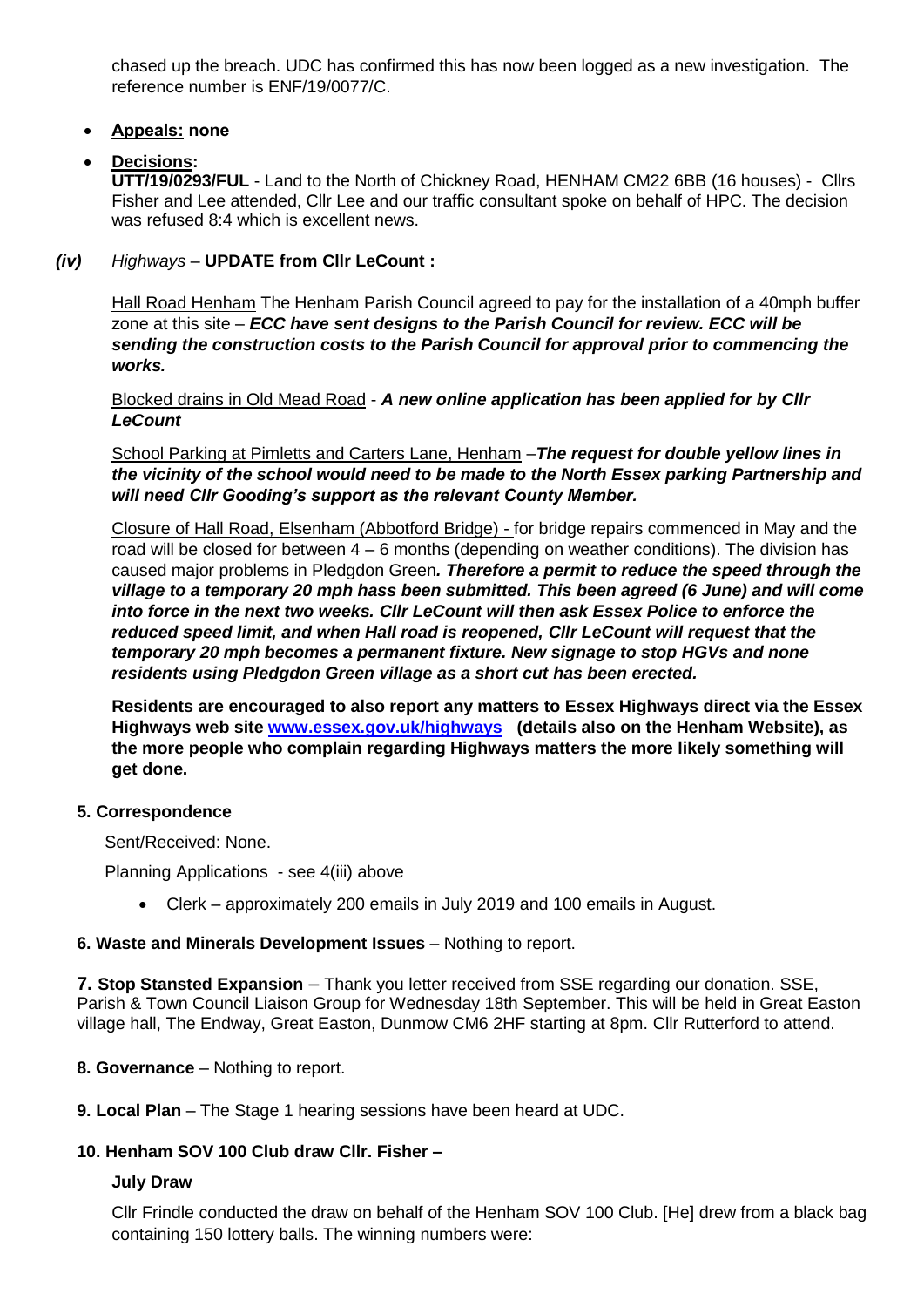chased up the breach. UDC has confirmed this has now been logged as a new investigation. The reference number is ENF/19/0077/C.

- **Appeals: none**

- **Decisions:**
  **UTT/19/0293/FUL** - Land to the North of Chickney Road, HENHAM CM22 6BB (16 houses) - Cllrs Fisher and Lee attended, Cllr Lee and our traffic consultant spoke on behalf of HPC. The decision was refused 8:4 which is excellent news.

***(iv)*** *Highways* – **UPDATE from Cllr LeCount :**

Hall Road Henham The Henham Parish Council agreed to pay for the installation of a 40mph buffer zone at this site – ***ECC have sent designs to the Parish Council for review. ECC will be sending the construction costs to the Parish Council for approval prior to commencing the works.***

Blocked drains in Old Mead Road - ***A new online application has been applied for by Cllr LeCount***

School Parking at Pimletts and Carters Lane, Henham –***The request for double yellow lines in the vicinity of the school would need to be made to the North Essex parking Partnership and will need Cllr Gooding's support as the relevant County Member.***

Closure of Hall Road, Elsenham (Abbotford Bridge) - for bridge repairs commenced in May and the road will be closed for between 4 – 6 months (depending on weather conditions). The division has caused major problems in Pledgdon Green***. Therefore a permit to reduce the speed through the village to a temporary 20 mph hass been submitted. This been agreed (6 June) and will come into force in the next two weeks. Cllr LeCount will then ask Essex Police to enforce the reduced speed limit, and when Hall road is reopened, Cllr LeCount will request that the temporary 20 mph becomes a permanent fixture. New signage to stop HGVs and none residents using Pledgdon Green village as a short cut has been erected.***

**Residents are encouraged to also report any matters to Essex Highways direct via the Essex Highways web site [www.essex.gov.uk/highways](http://www.essex.gov.uk/highways) (details also on the Henham Website), as the more people who complain regarding Highways matters the more likely something will get done.**

**5. Correspondence**

Sent/Received: None.

Planning Applications - see 4(iii) above

- Clerk – approximately 200 emails in July 2019 and 100 emails in August.

**6. Waste and Minerals Development Issues** – Nothing to report.

**7. Stop Stansted Expansion** – Thank you letter received from SSE regarding our donation. SSE, Parish & Town Council Liaison Group for Wednesday 18th September. This will be held in Great Easton village hall, The Endway, Great Easton, Dunmow CM6 2HF starting at 8pm. Cllr Rutterford to attend.

**8. Governance** – Nothing to report.

**9. Local Plan** – The Stage 1 hearing sessions have been heard at UDC.

**10. Henham SOV 100 Club draw Cllr. Fisher –**

**July Draw**

Cllr Frindle conducted the draw on behalf of the Henham SOV 100 Club. [He] drew from a black bag containing 150 lottery balls. The winning numbers were: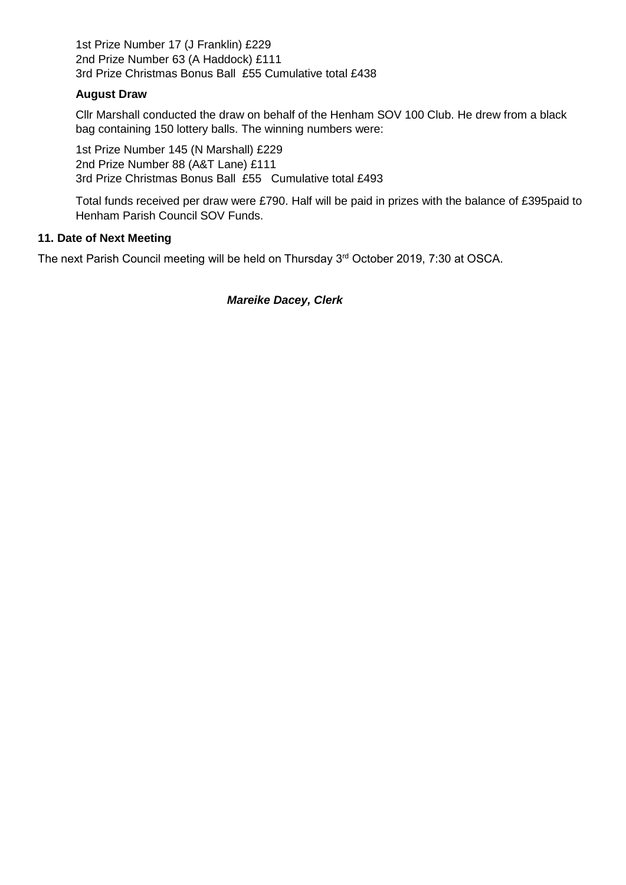1st Prize Number 17 (J Franklin) £229
2nd Prize Number 63 (A Haddock) £111
3rd Prize Christmas Bonus Ball £55 Cumulative total £438

**August Draw**

Cllr Marshall conducted the draw on behalf of the Henham SOV 100 Club. He drew from a black bag containing 150 lottery balls. The winning numbers were:

1st Prize Number 145 (N Marshall) £229
2nd Prize Number 88 (A&T Lane) £111
3rd Prize Christmas Bonus Ball £55 Cumulative total £493

Total funds received per draw were £790. Half will be paid in prizes with the balance of £395paid to Henham Parish Council SOV Funds.

**11. Date of Next Meeting**

The next Parish Council meeting will be held on Thursday 3rd October 2019, 7:30 at OSCA.

***Mareike Dacey, Clerk***